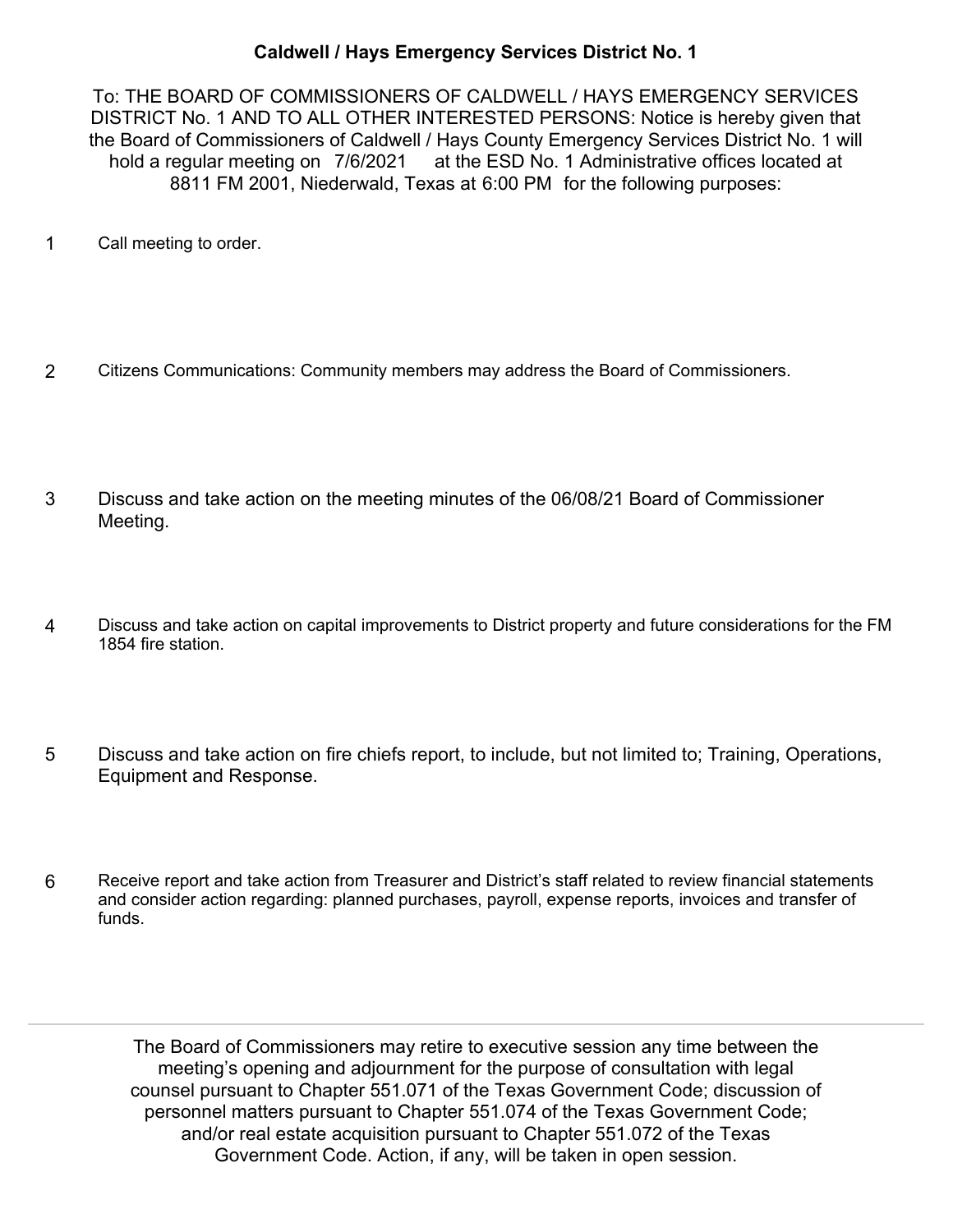# Caldwell / Hays Emergency Services District No. 1

To: THE BOARD OF COMMISSIONERS OF CALDWELL / HAYS EMERGENCY SERVICES DISTRICT No. 1 AND TO ALL OTHER INTERESTED PERSONS: Notice is hereby given that the Board of Commissioners of Caldwell / Hays County Emergency Services District No. 1 will hold a regular meeting on 7/6/2021 at the ESD No. 1 Administrative offices located at 8811 FM 2001, Niederwald, Texas at 6:00 PM for the following purposes:

1. Call meeting to order.

2. Citizens Communications: Community members may address the Board of Commissioners.

3. Discuss and take action on the meeting minutes of the 06/08/21 Board of Commissioner Meeting.

4. Discuss and take action on capital improvements to District property and future considerations for the FM 1854 fire station.

5. Discuss and take action on fire chiefs report, to include, but not limited to; Training, Operations, Equipment and Response.

6. Receive report and take action from Treasurer and District's staff related to review financial statements and consider action regarding: planned purchases, payroll, expense reports, invoices and transfer of funds.

---

The Board of Commissioners may retire to executive session any time between the meeting's opening and adjournment for the purpose of consultation with legal counsel pursuant to Chapter 551.071 of the Texas Government Code; discussion of personnel matters pursuant to Chapter 551.074 of the Texas Government Code; and/or real estate acquisition pursuant to Chapter 551.072 of the Texas Government Code. Action, if any, will be taken in open session.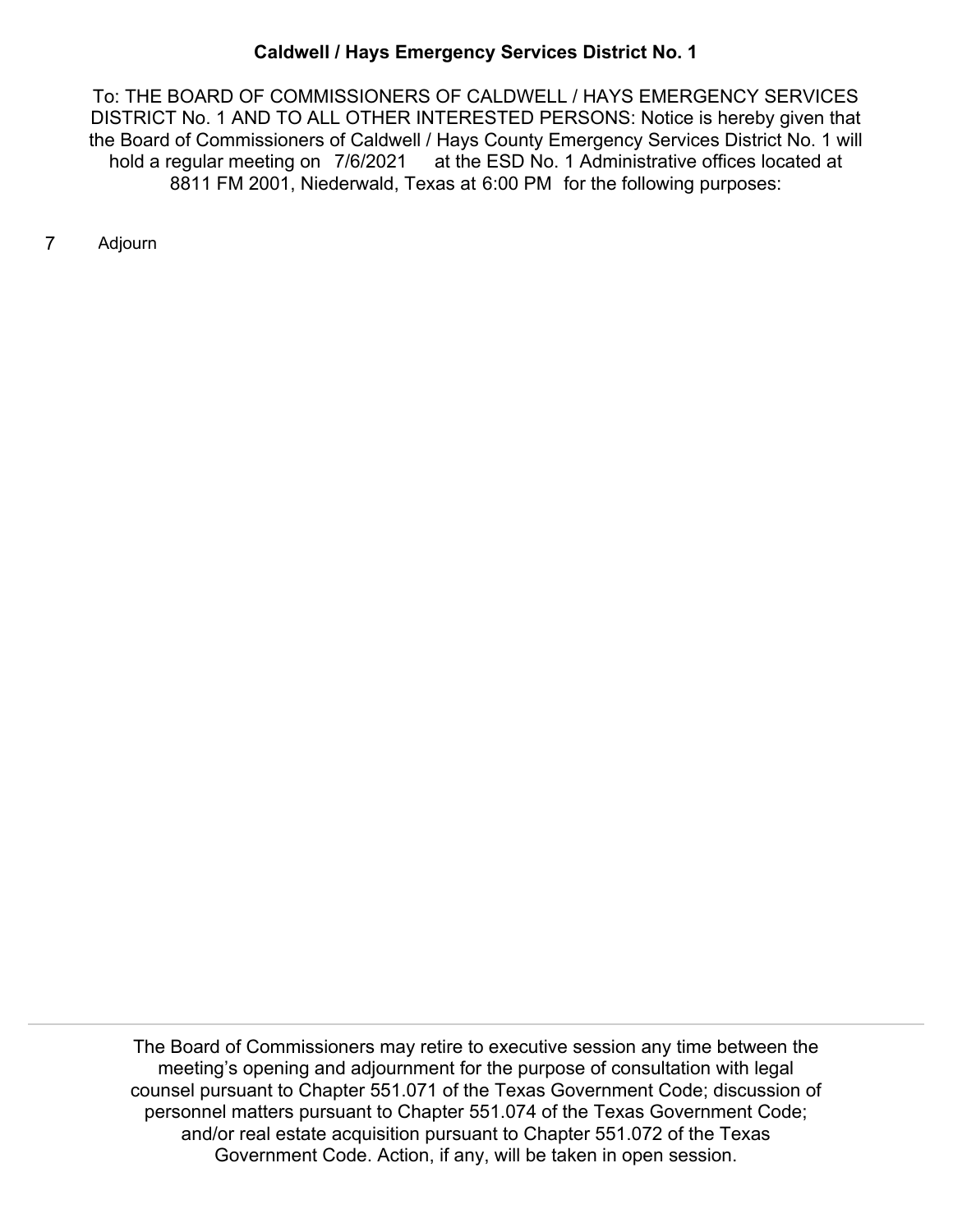**Caldwell / Hays Emergency Services District No. 1**

To: THE BOARD OF COMMISSIONERS OF CALDWELL / HAYS EMERGENCY SERVICES DISTRICT No. 1 AND TO ALL OTHER INTERESTED PERSONS: Notice is hereby given that the Board of Commissioners of Caldwell / Hays County Emergency Services District No. 1 will hold a regular meeting on 7/6/2021 at the ESD No. 1 Administrative offices located at 8811 FM 2001, Niederwald, Texas at 6:00 PM for the following purposes:

7 Adjourn

---

The Board of Commissioners may retire to executive session any time between the meeting's opening and adjournment for the purpose of consultation with legal counsel pursuant to Chapter 551.071 of the Texas Government Code; discussion of personnel matters pursuant to Chapter 551.074 of the Texas Government Code; and/or real estate acquisition pursuant to Chapter 551.072 of the Texas Government Code. Action, if any, will be taken in open session.